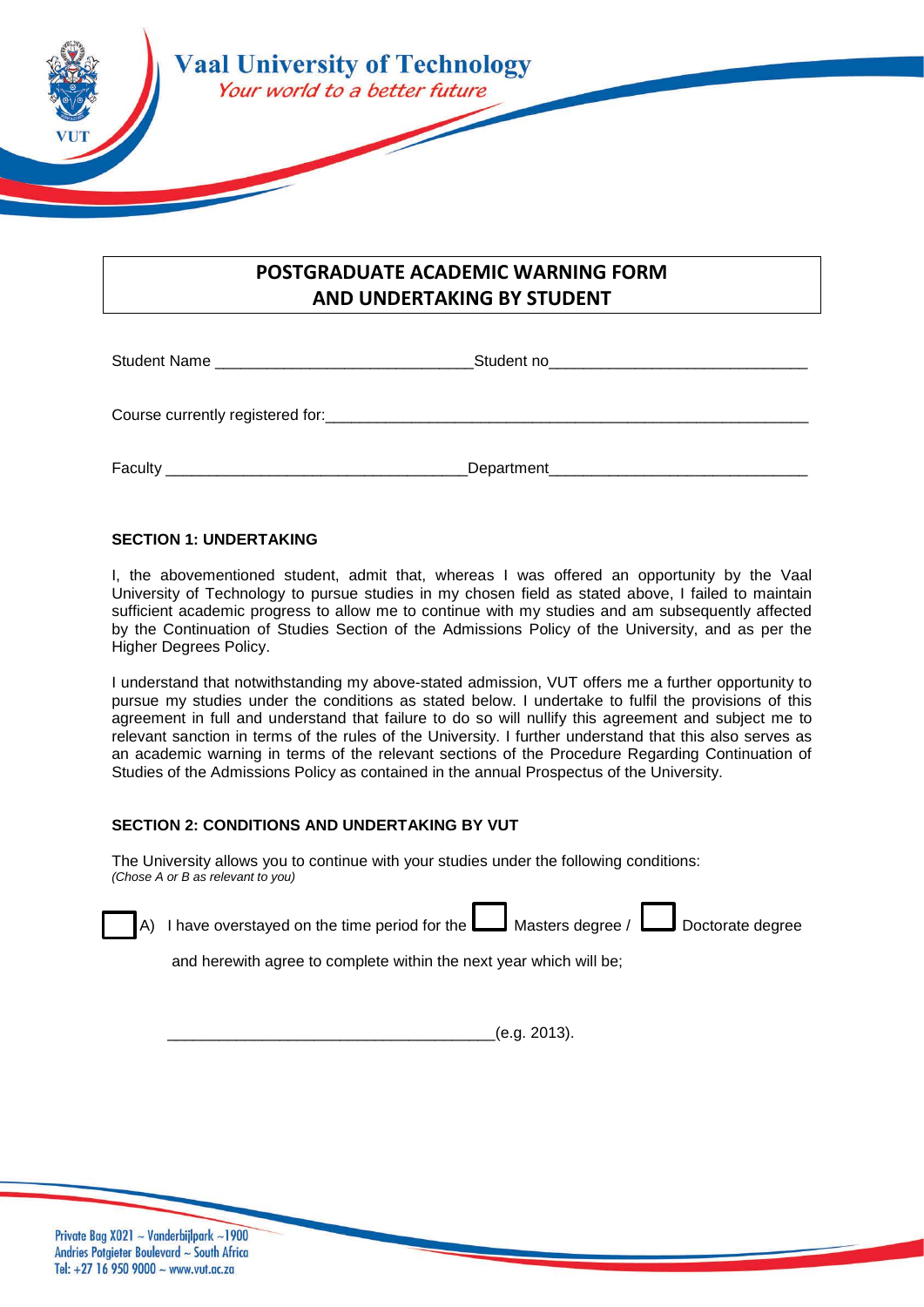# Vaal University of Technology

*Your world to a better future*

## POSTGRADUATE ACADEMIC WARNING FORM AND UNDERTAKING BY STUDENT

Student Name ______________________________ Student no______________________________

Course currently registered for:________________________________________________________

Faculty ___________________________________ Department______________________________

**SECTION 1: UNDERTAKING**

I, the abovementioned student, admit that, whereas I was offered an opportunity by the Vaal University of Technology to pursue studies in my chosen field as stated above, I failed to maintain sufficient academic progress to allow me to continue with my studies and am subsequently affected by the Continuation of Studies Section of the Admissions Policy of the University, and as per the Higher Degrees Policy.

I understand that notwithstanding my above-stated admission, VUT offers me a further opportunity to pursue my studies under the conditions as stated below. I undertake to fulfil the provisions of this agreement in full and understand that failure to do so will nullify this agreement and subject me to relevant sanction in terms of the rules of the University. I further understand that this also serves as an academic warning in terms of the relevant sections of the Procedure Regarding Continuation of Studies of the Admissions Policy as contained in the annual Prospectus of the University.

**SECTION 2: CONDITIONS AND UNDERTAKING BY VUT**

The University allows you to continue with your studies under the following conditions:
*(Chose A or B as relevant to you)*

☐ A) I have overstayed on the time period for the ☐ Masters degree / ☐ Doctorate degree

and herewith agree to complete within the next year which will be;

______________________________________(e.g. 2013).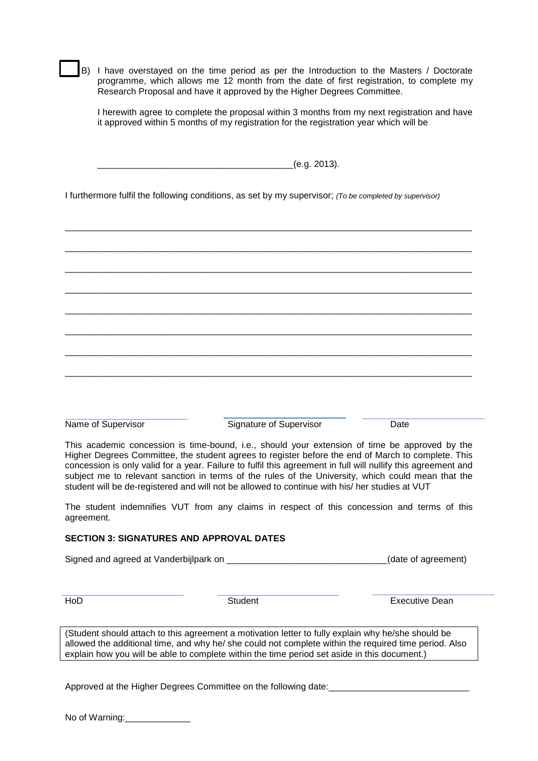☐ B) I have overstayed on the time period as per the Introduction to the Masters / Doctorate programme, which allows me 12 month from the date of first registration, to complete my Research Proposal and have it approved by the Higher Degrees Committee.

I herewith agree to complete the proposal within 3 months from my next registration and have it approved within 5 months of my registration for the registration year which will be

______________________________________(e.g. 2013).

I furthermore fulfil the following conditions, as set by my supervisor; *(To be completed by supervisor)*

_______________________________________________________________________________

_______________________________________________________________________________

_______________________________________________________________________________

_______________________________________________________________________________

_______________________________________________________________________________

_______________________________________________________________________________

_______________________________________________________________________________

_______________________________________________________________________________

| | | |
|---|---|---|
| Name of Supervisor | Signature of Supervisor | Date |

This academic concession is time-bound, i.e., should your extension of time be approved by the Higher Degrees Committee, the student agrees to register before the end of March to complete. This concession is only valid for a year. Failure to fulfil this agreement in full will nullify this agreement and subject me to relevant sanction in terms of the rules of the University, which could mean that the student will be de-registered and will not be allowed to continue with his/ her studies at VUT

The student indemnifies VUT from any claims in respect of this concession and terms of this agreement.

**SECTION 3: SIGNATURES AND APPROVAL DATES**

Signed and agreed at Vanderbijlpark on ________________________________(date of agreement)

| | | |
|---|---|---|
| HoD | Student | Executive Dean |

(Student should attach to this agreement a motivation letter to fully explain why he/she should be allowed the additional time, and why he/ she could not complete within the required time period. Also explain how you will be able to complete within the time period set aside in this document.)

Approved at the Higher Degrees Committee on the following date:____________________________

No of Warning:_____________